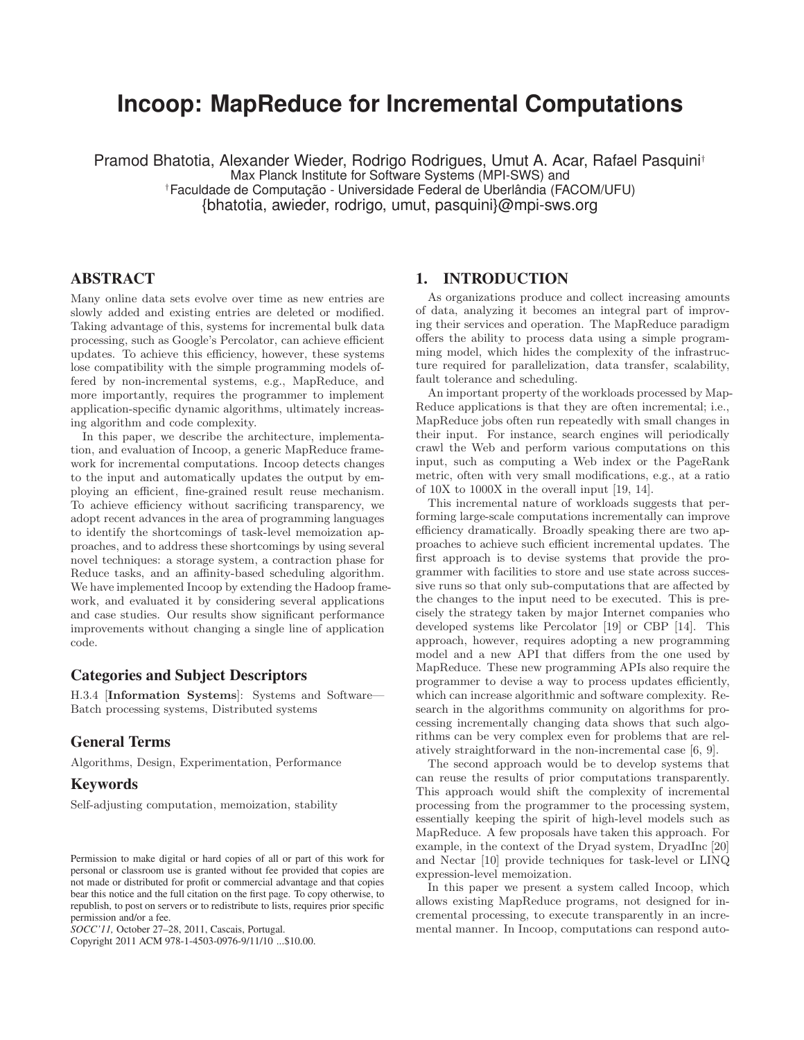# Incoop: MapReduce for Incremental Computations

Pramod Bhatotia, Alexander Wieder, Rodrigo Rodrigues, Umut A. Acar, Rafael Pasquini[†]
Max Planck Institute for Software Systems (MPI-SWS) and
[†]Faculdade de Computação - Universidade Federal de Uberlândia (FACOM/UFU)
{bhatotia, awieder, rodrigo, umut, pasquini}@mpi-sws.org

## ABSTRACT

Many online data sets evolve over time as new entries are slowly added and existing entries are deleted or modified. Taking advantage of this, systems for incremental bulk data processing, such as Google's Percolator, can achieve efficient updates. To achieve this efficiency, however, these systems lose compatibility with the simple programming models offered by non-incremental systems, e.g., MapReduce, and more importantly, requires the programmer to implement application-specific dynamic algorithms, ultimately increasing algorithm and code complexity.

In this paper, we describe the architecture, implementation, and evaluation of Incoop, a generic MapReduce framework for incremental computations. Incoop detects changes to the input and automatically updates the output by employing an efficient, fine-grained result reuse mechanism. To achieve efficiency without sacrificing transparency, we adopt recent advances in the area of programming languages to identify the shortcomings of task-level memoization approaches, and to address these shortcomings by using several novel techniques: a storage system, a contraction phase for Reduce tasks, and an affinity-based scheduling algorithm. We have implemented Incoop by extending the Hadoop framework, and evaluated it by considering several applications and case studies. Our results show significant performance improvements without changing a single line of application code.

### Categories and Subject Descriptors

H.3.4 [**Information Systems**]: Systems and Software—Batch processing systems, Distributed systems

### General Terms

Algorithms, Design, Experimentation, Performance

### Keywords

Self-adjusting computation, memoization, stability

Permission to make digital or hard copies of all or part of this work for personal or classroom use is granted without fee provided that copies are not made or distributed for profit or commercial advantage and that copies bear this notice and the full citation on the first page. To copy otherwise, to republish, to post on servers or to redistribute to lists, requires prior specific permission and/or a fee.
*SOCC'11,* October 27–28, 2011, Cascais, Portugal.
Copyright 2011 ACM 978-1-4503-0976-9/11/10 ...$10.00.

## 1. INTRODUCTION

As organizations produce and collect increasing amounts of data, analyzing it becomes an integral part of improving their services and operation. The MapReduce paradigm offers the ability to process data using a simple programming model, which hides the complexity of the infrastructure required for parallelization, data transfer, scalability, fault tolerance and scheduling.

An important property of the workloads processed by MapReduce applications is that they are often incremental; i.e., MapReduce jobs often run repeatedly with small changes in their input. For instance, search engines will periodically crawl the Web and perform various computations on this input, such as computing a Web index or the PageRank metric, often with very small modifications, e.g., at a ratio of 10X to 1000X in the overall input [19, 14].

This incremental nature of workloads suggests that performing large-scale computations incrementally can improve efficiency dramatically. Broadly speaking there are two approaches to achieve such efficient incremental updates. The first approach is to devise systems that provide the programmer with facilities to store and use state across successive runs so that only sub-computations that are affected by the changes to the input need to be executed. This is precisely the strategy taken by major Internet companies who developed systems like Percolator [19] or CBP [14]. This approach, however, requires adopting a new programming model and a new API that differs from the one used by MapReduce. These new programming APIs also require the programmer to devise a way to process updates efficiently, which can increase algorithmic and software complexity. Research in the algorithms community on algorithms for processing incrementally changing data shows that such algorithms can be very complex even for problems that are relatively straightforward in the non-incremental case [6, 9].

The second approach would be to develop systems that can reuse the results of prior computations transparently. This approach would shift the complexity of incremental processing from the programmer to the processing system, essentially keeping the spirit of high-level models such as MapReduce. A few proposals have taken this approach. For example, in the context of the Dryad system, DryadInc [20] and Nectar [10] provide techniques for task-level or LINQ expression-level memoization.

In this paper we present a system called Incoop, which allows existing MapReduce programs, not designed for incremental processing, to execute transparently in an incremental manner. In Incoop, computations can respond auto-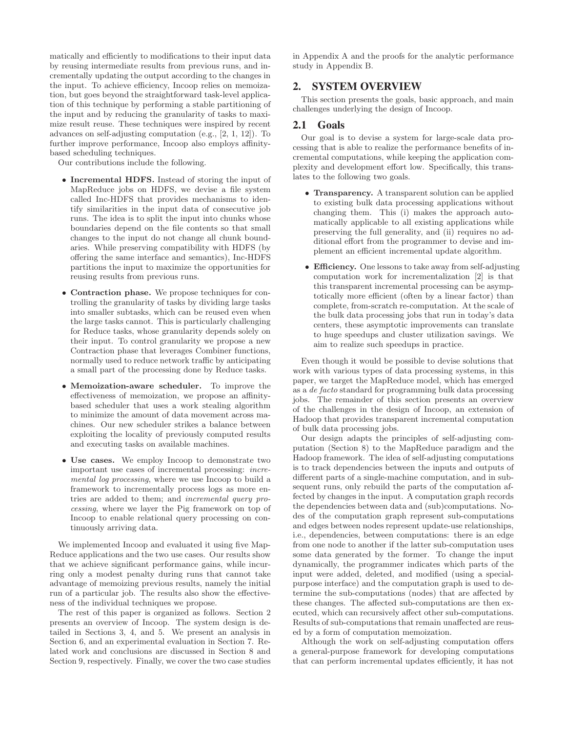matically and efficiently to modifications to their input data by reusing intermediate results from previous runs, and incrementally updating the output according to the changes in the input. To achieve efficiency, Incoop relies on memoization, but goes beyond the straightforward task-level application of this technique by performing a stable partitioning of the input and by reducing the granularity of tasks to maximize result reuse. These techniques were inspired by recent advances on self-adjusting computation (e.g., [2, 1, 12]). To further improve performance, Incoop also employs affinity-based scheduling techniques.

Our contributions include the following.

- **Incremental HDFS.** Instead of storing the input of MapReduce jobs on HDFS, we devise a file system called Inc-HDFS that provides mechanisms to identify similarities in the input data of consecutive job runs. The idea is to split the input into chunks whose boundaries depend on the file contents so that small changes to the input do not change all chunk boundaries. While preserving compatibility with HDFS (by offering the same interface and semantics), Inc-HDFS partitions the input to maximize the opportunities for reusing results from previous runs.
- **Contraction phase.** We propose techniques for controlling the granularity of tasks by dividing large tasks into smaller subtasks, which can be reused even when the large tasks cannot. This is particularly challenging for Reduce tasks, whose granularity depends solely on their input. To control granularity we propose a new Contraction phase that leverages Combiner functions, normally used to reduce network traffic by anticipating a small part of the processing done by Reduce tasks.
- **Memoization-aware scheduler.** To improve the effectiveness of memoization, we propose an affinity-based scheduler that uses a work stealing algorithm to minimize the amount of data movement across machines. Our new scheduler strikes a balance between exploiting the locality of previously computed results and executing tasks on available machines.
- **Use cases.** We employ Incoop to demonstrate two important use cases of incremental processing: *incremental log processing*, where we use Incoop to build a framework to incrementally process logs as more entries are added to them; and *incremental query processing*, where we layer the Pig framework on top of Incoop to enable relational query processing on continuously arriving data.

We implemented Incoop and evaluated it using five MapReduce applications and the two use cases. Our results show that we achieve significant performance gains, while incurring only a modest penalty during runs that cannot take advantage of memoizing previous results, namely the initial run of a particular job. The results also show the effectiveness of the individual techniques we propose.

The rest of this paper is organized as follows. Section 2 presents an overview of Incoop. The system design is detailed in Sections 3, 4, and 5. We present an analysis in Section 6, and an experimental evaluation in Section 7. Related work and conclusions are discussed in Section 8 and Section 9, respectively. Finally, we cover the two case studies in Appendix A and the proofs for the analytic performance study in Appendix B.

## 2. SYSTEM OVERVIEW

This section presents the goals, basic approach, and main challenges underlying the design of Incoop.

### 2.1 Goals

Our goal is to devise a system for large-scale data processing that is able to realize the performance benefits of incremental computations, while keeping the application complexity and development effort low. Specifically, this translates to the following two goals.

- **Transparency.** A transparent solution can be applied to existing bulk data processing applications without changing them. This (i) makes the approach automatically applicable to all existing applications while preserving the full generality, and (ii) requires no additional effort from the programmer to devise and implement an efficient incremental update algorithm.
- **Efficiency.** One lessons to take away from self-adjusting computation work for incrementalization [2] is that this transparent incremental processing can be asymptotically more efficient (often by a linear factor) than complete, from-scratch re-computation. At the scale of the bulk data processing jobs that run in today's data centers, these asymptotic improvements can translate to huge speedups and cluster utilization savings. We aim to realize such speedups in practice.

Even though it would be possible to devise solutions that work with various types of data processing systems, in this paper, we target the MapReduce model, which has emerged as a *de facto* standard for programming bulk data processing jobs. The remainder of this section presents an overview of the challenges in the design of Incoop, an extension of Hadoop that provides transparent incremental computation of bulk data processing jobs.

Our design adapts the principles of self-adjusting computation (Section 8) to the MapReduce paradigm and the Hadoop framework. The idea of self-adjusting computations is to track dependencies between the inputs and outputs of different parts of a single-machine computation, and in subsequent runs, only rebuild the parts of the computation affected by changes in the input. A computation graph records the dependencies between data and (sub)computations. Nodes of the computation graph represent sub-computations and edges between nodes represent update-use relationships, i.e., dependencies, between computations: there is an edge from one node to another if the latter sub-computation uses some data generated by the former. To change the input dynamically, the programmer indicates which parts of the input were added, deleted, and modified (using a special-purpose interface) and the computation graph is used to determine the sub-computations (nodes) that are affected by these changes. The affected sub-computations are then executed, which can recursively affect other sub-computations. Results of sub-computations that remain unaffected are reused by a form of computation memoization.

Although the work on self-adjusting computation offers a general-purpose framework for developing computations that can perform incremental updates efficiently, it has not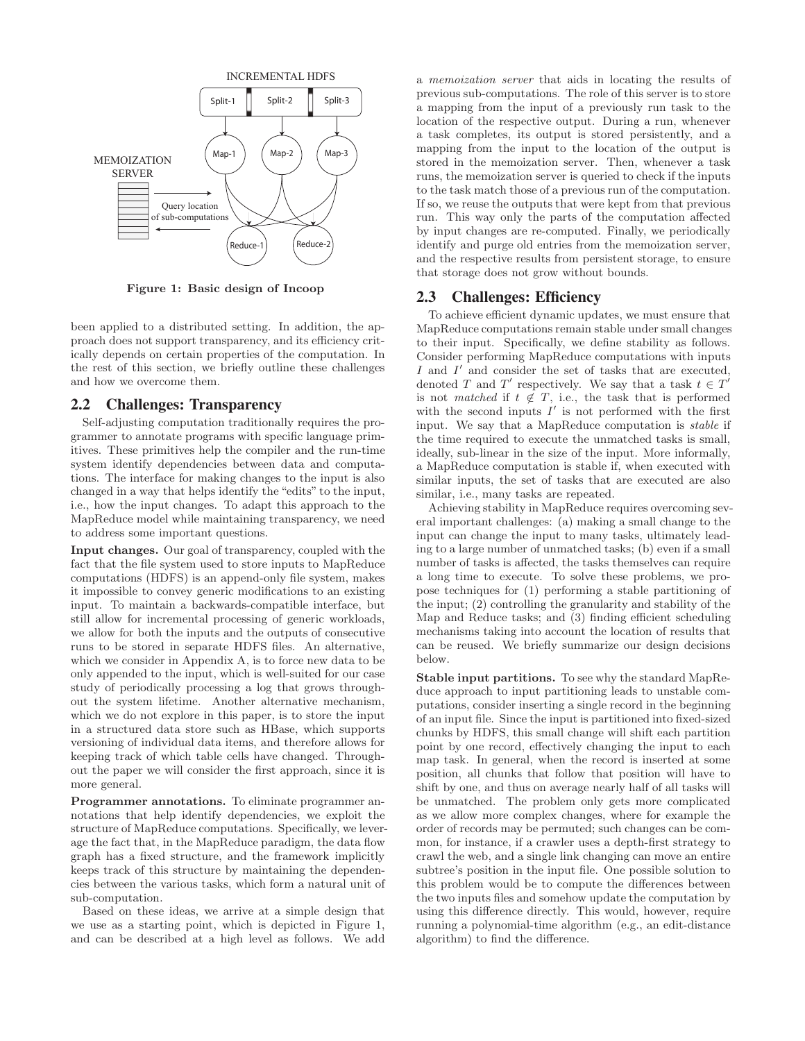INCREMENTAL HDFS

Split-1

Split-2

Split-3

Map-1

Map-2

Map-3

MEMOIZATION SERVER

Query location of sub-computations

Reduce-1

Reduce-2

**Figure 1: Basic design of Incoop**

been applied to a distributed setting. In addition, the approach does not support transparency, and its efficiency critically depends on certain properties of the computation. In the rest of this section, we briefly outline these challenges and how we overcome them.

## 2.2 Challenges: Transparency

Self-adjusting computation traditionally requires the programmer to annotate programs with specific language primitives. These primitives help the compiler and the run-time system identify dependencies between data and computations. The interface for making changes to the input is also changed in a way that helps identify the "edits" to the input, i.e., how the input changes. To adapt this approach to the MapReduce model while maintaining transparency, we need to address some important questions.

**Input changes.** Our goal of transparency, coupled with the fact that the file system used to store inputs to MapReduce computations (HDFS) is an append-only file system, makes it impossible to convey generic modifications to an existing input. To maintain a backwards-compatible interface, but still allow for incremental processing of generic workloads, we allow for both the inputs and the outputs of consecutive runs to be stored in separate HDFS files. An alternative, which we consider in Appendix A, is to force new data to be only appended to the input, which is well-suited for our case study of periodically processing a log that grows throughout the system lifetime. Another alternative mechanism, which we do not explore in this paper, is to store the input in a structured data store such as HBase, which supports versioning of individual data items, and therefore allows for keeping track of which table cells have changed. Throughout the paper we will consider the first approach, since it is more general.

**Programmer annotations.** To eliminate programmer annotations that help identify dependencies, we exploit the structure of MapReduce computations. Specifically, we leverage the fact that, in the MapReduce paradigm, the data flow graph has a fixed structure, and the framework implicitly keeps track of this structure by maintaining the dependencies between the various tasks, which form a natural unit of sub-computation.

Based on these ideas, we arrive at a simple design that we use as a starting point, which is depicted in Figure 1, and can be described at a high level as follows. We add a *memoization server* that aids in locating the results of previous sub-computations. The role of this server is to store a mapping from the input of a previously run task to the location of the respective output. During a run, whenever a task completes, its output is stored persistently, and a mapping from the input to the location of the output is stored in the memoization server. Then, whenever a task runs, the memoization server is queried to check if the inputs to the task match those of a previous run of the computation. If so, we reuse the outputs that were kept from that previous run. This way only the parts of the computation affected by input changes are re-computed. Finally, we periodically identify and purge old entries from the memoization server, and the respective results from persistent storage, to ensure that storage does not grow without bounds.

## 2.3 Challenges: Efficiency

To achieve efficient dynamic updates, we must ensure that MapReduce computations remain stable under small changes to their input. Specifically, we define stability as follows. Consider performing MapReduce computations with inputs $I$ and $I'$ and consider the set of tasks that are executed, denoted $T$ and $T'$ respectively. We say that a task $t \in T'$ is not *matched* if $t \notin T$, i.e., the task that is performed with the second inputs $I'$ is not performed with the first input. We say that a MapReduce computation is *stable* if the time required to execute the unmatched tasks is small, ideally, sub-linear in the size of the input. More informally, a MapReduce computation is stable if, when executed with similar inputs, the set of tasks that are executed are also similar, i.e., many tasks are repeated.

Achieving stability in MapReduce requires overcoming several important challenges: (a) making a small change to the input can change the input to many tasks, ultimately leading to a large number of unmatched tasks; (b) even if a small number of tasks is affected, the tasks themselves can require a long time to execute. To solve these problems, we propose techniques for (1) performing a stable partitioning of the input; (2) controlling the granularity and stability of the Map and Reduce tasks; and (3) finding efficient scheduling mechanisms taking into account the location of results that can be reused. We briefly summarize our design decisions below.

**Stable input partitions.** To see why the standard MapReduce approach to input partitioning leads to unstable computations, consider inserting a single record in the beginning of an input file. Since the input is partitioned into fixed-sized chunks by HDFS, this small change will shift each partition point by one record, effectively changing the input to each map task. In general, when the record is inserted at some position, all chunks that follow that position will have to shift by one, and thus on average nearly half of all tasks will be unmatched. The problem only gets more complicated as we allow more complex changes, where for example the order of records may be permuted; such changes can be common, for instance, if a crawler uses a depth-first strategy to crawl the web, and a single link changing can move an entire subtree's position in the input file. One possible solution to this problem would be to compute the differences between the two inputs files and somehow update the computation by using this difference directly. This would, however, require running a polynomial-time algorithm (e.g., an edit-distance algorithm) to find the difference.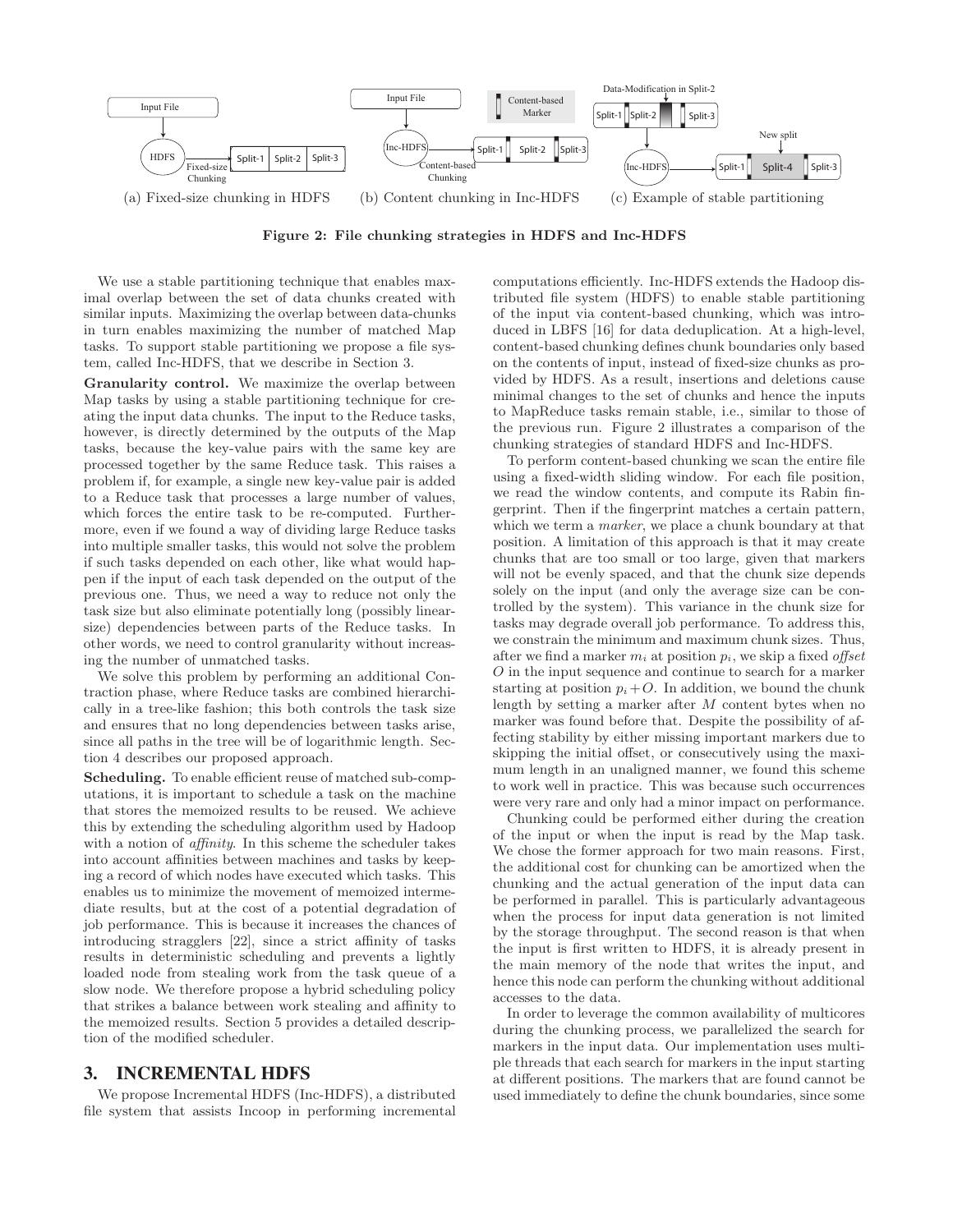Input File

HDFS

Fixed-size Chunking

Split-1 Split-2 Split-3

(a) Fixed-size chunking in HDFS

Input File

Inc-HDFS

Content-based Chunking

Content-based Marker

Split-1 Split-2 Split-3

(b) Content chunking in Inc-HDFS

Data-Modification in Split-2

Split-1 Split-2 Split-3

Inc-HDFS

New split

Split-1 Split-4 Split-3

(c) Example of stable partitioning

**Figure 2: File chunking strategies in HDFS and Inc-HDFS**

We use a stable partitioning technique that enables maximal overlap between the set of data chunks created with similar inputs. Maximizing the overlap between data-chunks in turn enables maximizing the number of matched Map tasks. To support stable partitioning we propose a file system, called Inc-HDFS, that we describe in Section 3.

**Granularity control.** We maximize the overlap between Map tasks by using a stable partitioning technique for creating the input data chunks. The input to the Reduce tasks, however, is directly determined by the outputs of the Map tasks, because the key-value pairs with the same key are processed together by the same Reduce task. This raises a problem if, for example, a single new key-value pair is added to a Reduce task that processes a large number of values, which forces the entire task to be re-computed. Furthermore, even if we found a way of dividing large Reduce tasks into multiple smaller tasks, this would not solve the problem if such tasks depended on each other, like what would happen if the input of each task depended on the output of the previous one. Thus, we need a way to reduce not only the task size but also eliminate potentially long (possibly linear-size) dependencies between parts of the Reduce tasks. In other words, we need to control granularity without increasing the number of unmatched tasks.

We solve this problem by performing an additional Contraction phase, where Reduce tasks are combined hierarchically in a tree-like fashion; this both controls the task size and ensures that no long dependencies between tasks arise, since all paths in the tree will be of logarithmic length. Section 4 describes our proposed approach.

**Scheduling.** To enable efficient reuse of matched sub-computations, it is important to schedule a task on the machine that stores the memoized results to be reused. We achieve this by extending the scheduling algorithm used by Hadoop with a notion of *affinity*. In this scheme the scheduler takes into account affinities between machines and tasks by keeping a record of which nodes have executed which tasks. This enables us to minimize the movement of memoized intermediate results, but at the cost of a potential degradation of job performance. This is because it increases the chances of introducing stragglers [22], since a strict affinity of tasks results in deterministic scheduling and prevents a lightly loaded node from stealing work from the task queue of a slow node. We therefore propose a hybrid scheduling policy that strikes a balance between work stealing and affinity to the memoized results. Section 5 provides a detailed description of the modified scheduler.

## 3. INCREMENTAL HDFS

We propose Incremental HDFS (Inc-HDFS), a distributed file system that assists Incoop in performing incremental computations efficiently. Inc-HDFS extends the Hadoop distributed file system (HDFS) to enable stable partitioning of the input via content-based chunking, which was introduced in LBFS [16] for data deduplication. At a high-level, content-based chunking defines chunk boundaries only based on the contents of input, instead of fixed-size chunks as provided by HDFS. As a result, insertions and deletions cause minimal changes to the set of chunks and hence the inputs to MapReduce tasks remain stable, i.e., similar to those of the previous run. Figure 2 illustrates a comparison of the chunking strategies of standard HDFS and Inc-HDFS.

To perform content-based chunking we scan the entire file using a fixed-width sliding window. For each file position, we read the window contents, and compute its Rabin fingerprint. Then if the fingerprint matches a certain pattern, which we term a *marker*, we place a chunk boundary at that position. A limitation of this approach is that it may create chunks that are too small or too large, given that markers will not be evenly spaced, and that the chunk size depends solely on the input (and only the average size can be controlled by the system). This variance in the chunk size for tasks may degrade overall job performance. To address this, we constrain the minimum and maximum chunk sizes. Thus, after we find a marker $m_i$ at position $p_i$, we skip a fixed *offset* $O$ in the input sequence and continue to search for a marker starting at position $p_i + O$. In addition, we bound the chunk length by setting a marker after $M$ content bytes when no marker was found before that. Despite the possibility of affecting stability by either missing important markers due to skipping the initial offset, or consecutively using the maximum length in an unaligned manner, we found this scheme to work well in practice. This was because such occurrences were very rare and only had a minor impact on performance.

Chunking could be performed either during the creation of the input or when the input is read by the Map task. We chose the former approach for two main reasons. First, the additional cost for chunking can be amortized when the chunking and the actual generation of the input data can be performed in parallel. This is particularly advantageous when the process for input data generation is not limited by the storage throughput. The second reason is that when the input is first written to HDFS, it is already present in the main memory of the node that writes the input, and hence this node can perform the chunking without additional accesses to the data.

In order to leverage the common availability of multicores during the chunking process, we parallelized the search for markers in the input data. Our implementation uses multiple threads that each search for markers in the input starting at different positions. The markers that are found cannot be used immediately to define the chunk boundaries, since some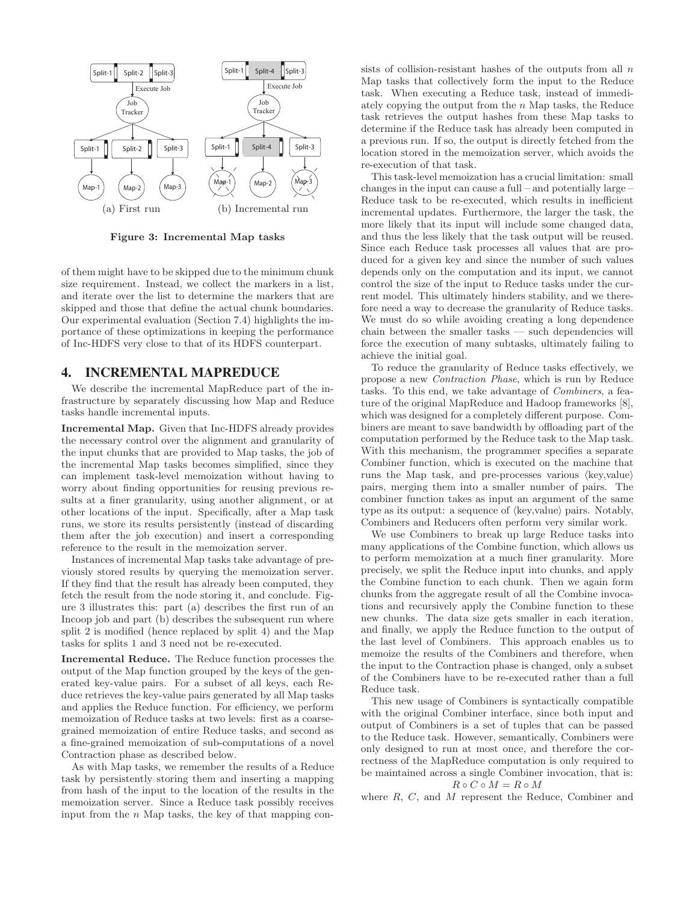Figure 3: Incremental Map tasks

of them might have to be skipped due to the minimum chunk size requirement. Instead, we collect the markers in a list, and iterate over the list to determine the markers that are skipped and those that define the actual chunk boundaries. Our experimental evaluation (Section 7.4) highlights the importance of these optimizations in keeping the performance of Inc-HDFS very close to that of its HDFS counterpart.

# 4. INCREMENTAL MAPREDUCE

We describe the incremental MapReduce part of the infrastructure by separately discussing how Map and Reduce tasks handle incremental inputs.

**Incremental Map.** Given that Inc-HDFS already provides the necessary control over the alignment and granularity of the input chunks that are provided to Map tasks, the job of the incremental Map tasks becomes simplified, since they can implement task-level memoization without having to worry about finding opportunities for reusing previous results at a finer granularity, using another alignment, or at other locations of the input. Specifically, after a Map task runs, we store its results persistently (instead of discarding them after the job execution) and insert a corresponding reference to the result in the memoization server.

Instances of incremental Map tasks take advantage of previously stored results by querying the memoization server. If they find that the result has already been computed, they fetch the result from the node storing it, and conclude. Figure 3 illustrates this: part (a) describes the first run of an Incoop job and part (b) describes the subsequent run where split 2 is modified (hence replaced by split 4) and the Map tasks for splits 1 and 3 need not be re-executed.

**Incremental Reduce.** The Reduce function processes the output of the Map function grouped by the keys of the generated key-value pairs. For a subset of all keys, each Reduce retrieves the key-value pairs generated by all Map tasks and applies the Reduce function. For efficiency, we perform memoization of Reduce tasks at two levels: first as a coarse-grained memoization of entire Reduce tasks, and second as a fine-grained memoization of sub-computations of a novel Contraction phase as described below.

As with Map tasks, we remember the results of a Reduce task by persistently storing them and inserting a mapping from hash of the input to the location of the results in the memoization server. Since a Reduce task possibly receives input from the $n$ Map tasks, the key of that mapping consists of collision-resistant hashes of the outputs from all $n$ Map tasks that collectively form the input to the Reduce task. When executing a Reduce task, instead of immediately copying the output from the $n$ Map tasks, the Reduce task retrieves the output hashes from these Map tasks to determine if the Reduce task has already been computed in a previous run. If so, the output is directly fetched from the location stored in the memoization server, which avoids the re-execution of that task.

This task-level memoization has a crucial limitation: small changes in the input can cause a full – and potentially large – Reduce task to be re-executed, which results in inefficient incremental updates. Furthermore, the larger the task, the more likely that its input will include some changed data, and thus the less likely that the task output will be reused. Since each Reduce task processes all values that are produced for a given key and since the number of such values depends only on the computation and its input, we cannot control the size of the input to Reduce tasks under the current model. This ultimately hinders stability, and we therefore need a way to decrease the granularity of Reduce tasks. We must do so while avoiding creating a long dependence chain between the smaller tasks — such dependencies will force the execution of many subtasks, ultimately failing to achieve the initial goal.

To reduce the granularity of Reduce tasks effectively, we propose a new *Contraction Phase*, which is run by Reduce tasks. To this end, we take advantage of *Combiners*, a feature of the original MapReduce and Hadoop frameworks [8], which was designed for a completely different purpose. Combiners are meant to save bandwidth by offloading part of the computation performed by the Reduce task to the Map task. With this mechanism, the programmer specifies a separate Combiner function, which is executed on the machine that runs the Map task, and pre-processes various ⟨key,value⟩ pairs, merging them into a smaller number of pairs. The combiner function takes as input an argument of the same type as its output: a sequence of ⟨key,value⟩ pairs. Notably, Combiners and Reducers often perform very similar work.

We use Combiners to break up large Reduce tasks into many applications of the Combine function, which allows us to perform memoization at a much finer granularity. More precisely, we split the Reduce input into chunks, and apply the Combine function to each chunk. Then we again form chunks from the aggregate result of all the Combine invocations and recursively apply the Combine function to these new chunks. The data size gets smaller in each iteration, and finally, we apply the Reduce function to the output of the last level of Combiners. This approach enables us to memoize the results of the Combiners and therefore, when the input to the Contraction phase is changed, only a subset of the Combiners have to be re-executed rather than a full Reduce task.

This new usage of Combiners is syntactically compatible with the original Combiner interface, since both input and output of Combiners is a set of tuples that can be passed to the Reduce task. However, semantically, Combiners were only designed to run at most once, and therefore the correctness of the MapReduce computation is only required to be maintained across a single Combiner invocation, that is:

$$R \circ C \circ M = R \circ M$$

where $R$, $C$, and $M$ represent the Reduce, Combiner and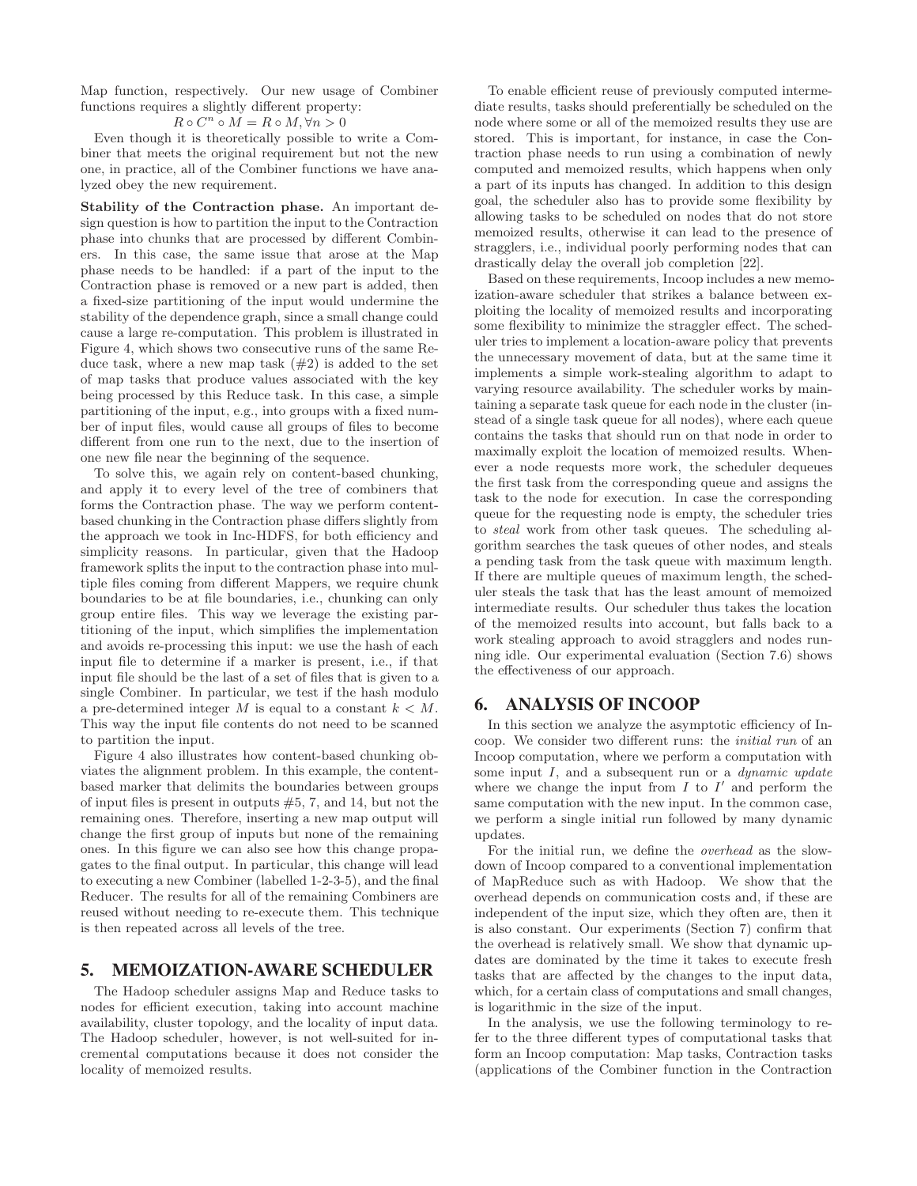Map function, respectively. Our new usage of Combiner functions requires a slightly different property:

$$R \circ C^n \circ M = R \circ M, \forall n > 0$$

Even though it is theoretically possible to write a Combiner that meets the original requirement but not the new one, in practice, all of the Combiner functions we have analyzed obey the new requirement.

**Stability of the Contraction phase.** An important design question is how to partition the input to the Contraction phase into chunks that are processed by different Combiners. In this case, the same issue that arose at the Map phase needs to be handled: if a part of the input to the Contraction phase is removed or a new part is added, then a fixed-size partitioning of the input would undermine the stability of the dependence graph, since a small change could cause a large re-computation. This problem is illustrated in Figure 4, which shows two consecutive runs of the same Reduce task, where a new map task (#2) is added to the set of map tasks that produce values associated with the key being processed by this Reduce task. In this case, a simple partitioning of the input, e.g., into groups with a fixed number of input files, would cause all groups of files to become different from one run to the next, due to the insertion of one new file near the beginning of the sequence.

To solve this, we again rely on content-based chunking, and apply it to every level of the tree of combiners that forms the Contraction phase. The way we perform content-based chunking in the Contraction phase differs slightly from the approach we took in Inc-HDFS, for both efficiency and simplicity reasons. In particular, given that the Hadoop framework splits the input to the contraction phase into multiple files coming from different Mappers, we require chunk boundaries to be at file boundaries, i.e., chunking can only group entire files. This way we leverage the existing partitioning of the input, which simplifies the implementation and avoids re-processing this input: we use the hash of each input file to determine if a marker is present, i.e., if that input file should be the last of a set of files that is given to a single Combiner. In particular, we test if the hash modulo a pre-determined integer $M$ is equal to a constant $k < M$. This way the input file contents do not need to be scanned to partition the input.

Figure 4 also illustrates how content-based chunking obviates the alignment problem. In this example, the content-based marker that delimits the boundaries between groups of input files is present in outputs #5, 7, and 14, but not the remaining ones. Therefore, inserting a new map output will change the first group of inputs but none of the remaining ones. In this figure we can also see how this change propagates to the final output. In particular, this change will lead to executing a new Combiner (labelled 1-2-3-5), and the final Reducer. The results for all of the remaining Combiners are reused without needing to re-execute them. This technique is then repeated across all levels of the tree.

## 5. MEMOIZATION-AWARE SCHEDULER

The Hadoop scheduler assigns Map and Reduce tasks to nodes for efficient execution, taking into account machine availability, cluster topology, and the locality of input data. The Hadoop scheduler, however, is not well-suited for incremental computations because it does not consider the locality of memoized results.

To enable efficient reuse of previously computed intermediate results, tasks should preferentially be scheduled on the node where some or all of the memoized results they use are stored. This is important, for instance, in case the Contraction phase needs to run using a combination of newly computed and memoized results, which happens when only a part of its inputs has changed. In addition to this design goal, the scheduler also has to provide some flexibility by allowing tasks to be scheduled on nodes that do not store memoized results, otherwise it can lead to the presence of stragglers, i.e., individual poorly performing nodes that can drastically delay the overall job completion [22].

Based on these requirements, Incoop includes a new memoization-aware scheduler that strikes a balance between exploiting the locality of memoized results and incorporating some flexibility to minimize the straggler effect. The scheduler tries to implement a location-aware policy that prevents the unnecessary movement of data, but at the same time it implements a simple work-stealing algorithm to adapt to varying resource availability. The scheduler works by maintaining a separate task queue for each node in the cluster (instead of a single task queue for all nodes), where each queue contains the tasks that should run on that node in order to maximally exploit the location of memoized results. Whenever a node requests more work, the scheduler dequeues the first task from the corresponding queue and assigns the task to the node for execution. In case the corresponding queue for the requesting node is empty, the scheduler tries to *steal* work from other task queues. The scheduling algorithm searches the task queues of other nodes, and steals a pending task from the task queue with maximum length. If there are multiple queues of maximum length, the scheduler steals the task that has the least amount of memoized intermediate results. Our scheduler thus takes the location of the memoized results into account, but falls back to a work stealing approach to avoid stragglers and nodes running idle. Our experimental evaluation (Section 7.6) shows the effectiveness of our approach.

## 6. ANALYSIS OF INCOOP

In this section we analyze the asymptotic efficiency of Incoop. We consider two different runs: the *initial run* of an Incoop computation, where we perform a computation with some input $I$, and a subsequent run or a *dynamic update* where we change the input from $I$ to $I'$ and perform the same computation with the new input. In the common case, we perform a single initial run followed by many dynamic updates.

For the initial run, we define the *overhead* as the slowdown of Incoop compared to a conventional implementation of MapReduce such as with Hadoop. We show that the overhead depends on communication costs and, if these are independent of the input size, which they often are, then it is also constant. Our experiments (Section 7) confirm that the overhead is relatively small. We show that dynamic updates are dominated by the time it takes to execute fresh tasks that are affected by the changes to the input data, which, for a certain class of computations and small changes, is logarithmic in the size of the input.

In the analysis, we use the following terminology to refer to the three different types of computational tasks that form an Incoop computation: Map tasks, Contraction tasks (applications of the Combiner function in the Contraction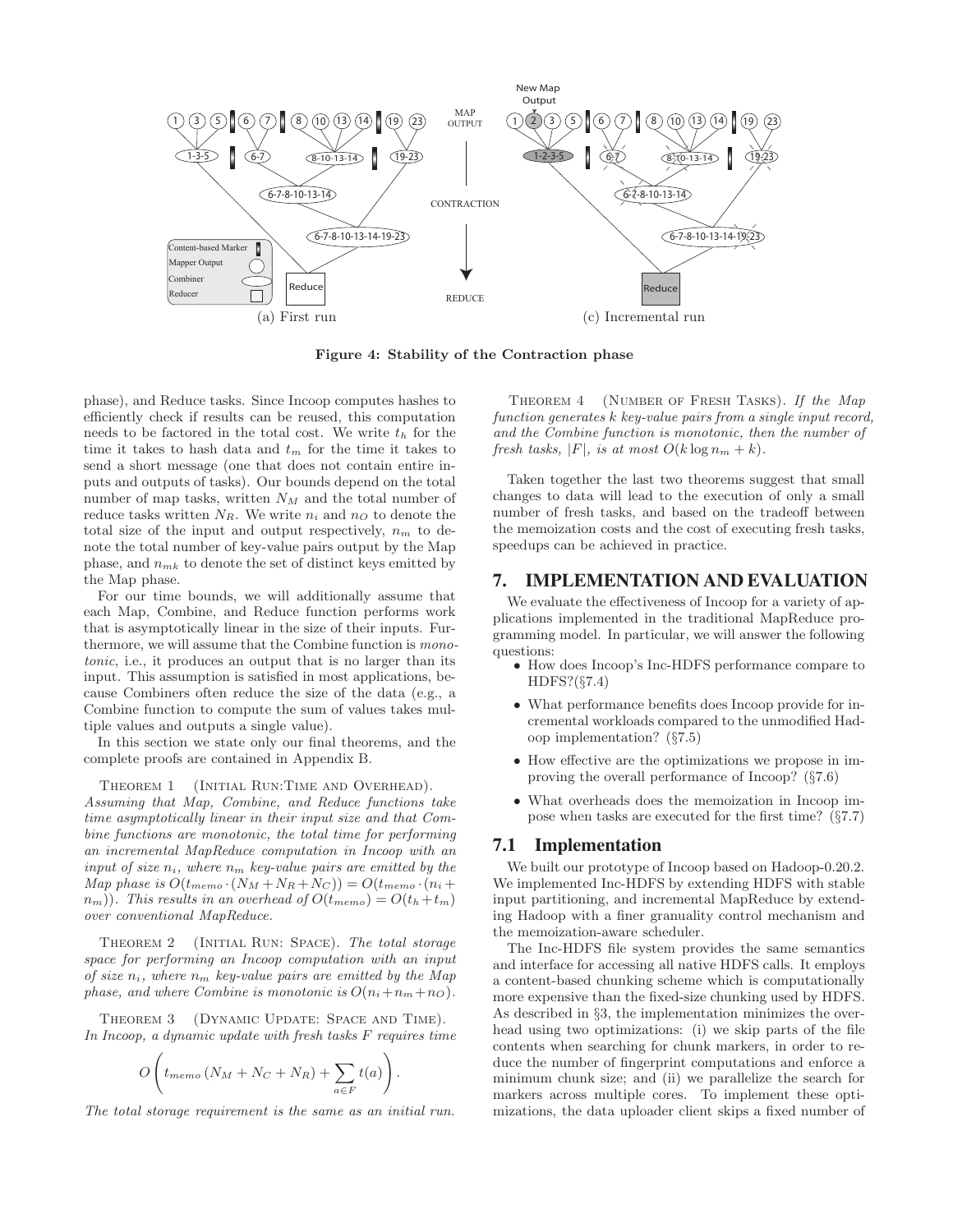Figure 4: Stability of the Contraction phase

phase), and Reduce tasks. Since Incoop computes hashes to efficiently check if results can be reused, this computation needs to be factored in the total cost. We write $t_h$ for the time it takes to hash data and $t_m$ for the time it takes to send a short message (one that does not contain entire inputs and outputs of tasks). Our bounds depend on the total number of map tasks, written $N_M$ and the total number of reduce tasks written $N_R$. We write $n_i$ and $n_O$ to denote the total size of the input and output respectively, $n_m$ to denote the total number of key-value pairs output by the Map phase, and $n_{mk}$ to denote the set of distinct keys emitted by the Map phase.

For our time bounds, we will additionally assume that each Map, Combine, and Reduce function performs work that is asymptotically linear in the size of their inputs. Furthermore, we will assume that the Combine function is *monotonic*, i.e., it produces an output that is no larger than its input. This assumption is satisfied in most applications, because Combiners often reduce the size of the data (e.g., a Combine function to compute the sum of values takes multiple values and outputs a single value).

In this section we state only our final theorems, and the complete proofs are contained in Appendix B.

Theorem 1 (Initial Run:Time and Overhead). *Assuming that Map, Combine, and Reduce functions take time asymptotically linear in their input size and that Combine functions are monotonic, the total time for performing an incremental MapReduce computation in Incoop with an input of size $n_i$, where $n_m$ key-value pairs are emitted by the Map phase is $O(t_{memo} \cdot (N_M + N_R + N_C)) = O(t_{memo} \cdot (n_i + n_m))$. This results in an overhead of $O(t_{memo}) = O(t_h + t_m)$ over conventional MapReduce.*

Theorem 2 (Initial Run: Space). *The total storage space for performing an Incoop computation with an input of size $n_i$, where $n_m$ key-value pairs are emitted by the Map phase, and where Combine is monotonic is $O(n_i + n_m + n_O)$.*

Theorem 3 (Dynamic Update: Space and Time). *In Incoop, a dynamic update with fresh tasks $F$ requires time*

$$O\left(t_{memo}\left(N_M + N_C + N_R\right) + \sum_{a \in F} t(a)\right).$$

*The total storage requirement is the same as an initial run.*

Theorem 4 (Number of Fresh Tasks). *If the Map function generates $k$ key-value pairs from a single input record, and the Combine function is monotonic, then the number of fresh tasks, $|F|$, is at most $O(k \log n_m + k)$.*

Taken together the last two theorems suggest that small changes to data will lead to the execution of only a small number of fresh tasks, and based on the tradeoff between the memoization costs and the cost of executing fresh tasks, speedups can be achieved in practice.

## 7. IMPLEMENTATION AND EVALUATION

We evaluate the effectiveness of Incoop for a variety of applications implemented in the traditional MapReduce programming model. In particular, we will answer the following questions:

- How does Incoop's Inc-HDFS performance compare to HDFS?(§7.4)
- What performance benefits does Incoop provide for incremental workloads compared to the unmodified Hadoop implementation? (§7.5)
- How effective are the optimizations we propose in improving the overall performance of Incoop? (§7.6)
- What overheads does the memoization in Incoop impose when tasks are executed for the first time? (§7.7)

### 7.1 Implementation

We built our prototype of Incoop based on Hadoop-0.20.2. We implemented Inc-HDFS by extending HDFS with stable input partitioning, and incremental MapReduce by extending Hadoop with a finer granularity control mechanism and the memoization-aware scheduler.

The Inc-HDFS file system provides the same semantics and interface for accessing all native HDFS calls. It employs a content-based chunking scheme which is computationally more expensive than the fixed-size chunking used by HDFS. As described in §3, the implementation minimizes the overhead using two optimizations: (i) we skip parts of the file contents when searching for chunk markers, in order to reduce the number of fingerprint computations and enforce a minimum chunk size; and (ii) we parallelize the search for markers across multiple cores. To implement these optimizations, the data uploader client skips a fixed number of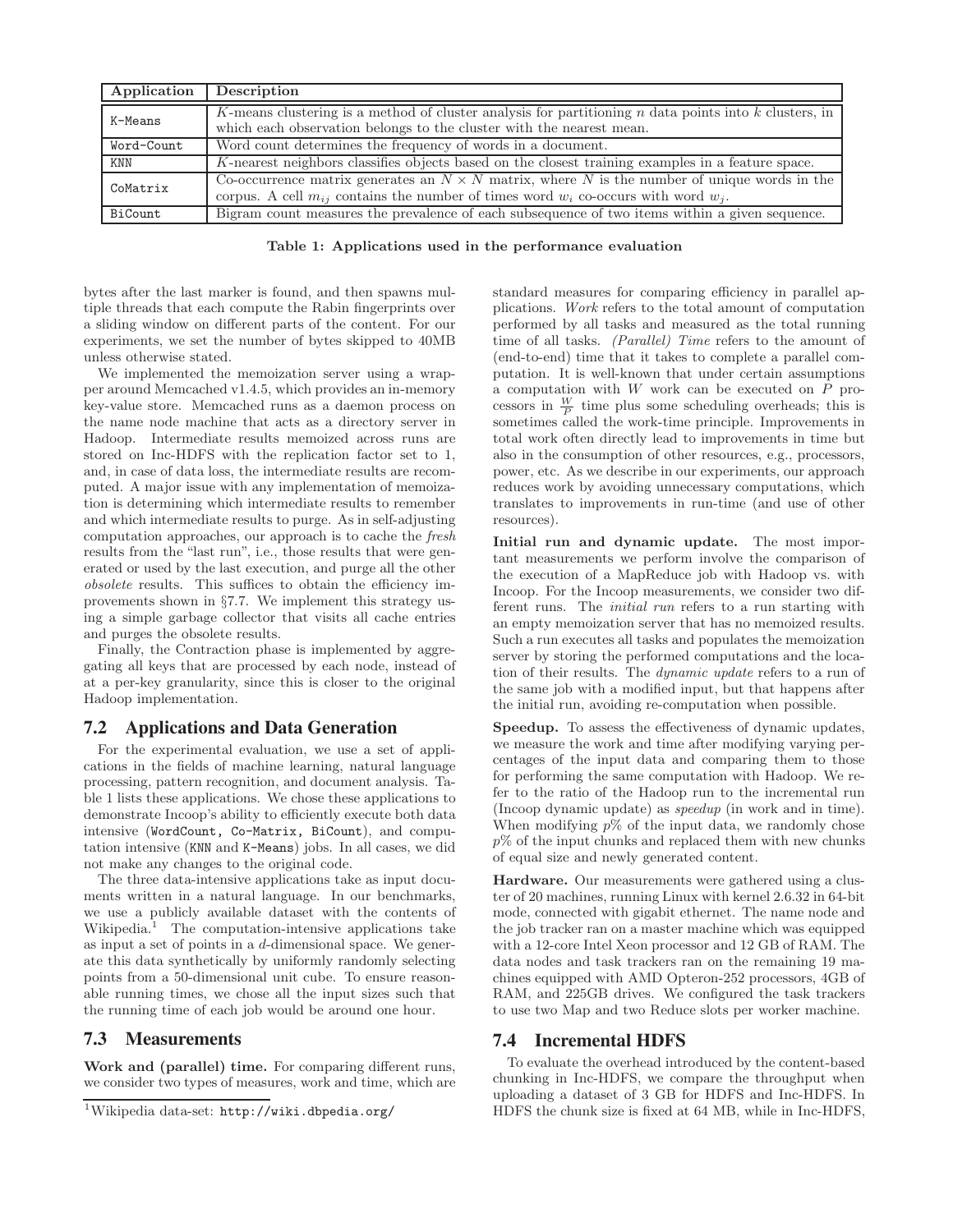| Application | Description |
|---|---|
| K-Means | $K$-means clustering is a method of cluster analysis for partitioning $n$ data points into $k$ clusters, in which each observation belongs to the cluster with the nearest mean. |
| Word-Count | Word count determines the frequency of words in a document. |
| KNN | $K$-nearest neighbors classifies objects based on the closest training examples in a feature space. |
| CoMatrix | Co-occurrence matrix generates an $N \times N$ matrix, where $N$ is the number of unique words in the corpus. A cell $m_{ij}$ contains the number of times word $w_i$ co-occurs with word $w_j$. |
| BiCount | Bigram count measures the prevalence of each subsequence of two items within a given sequence. |

**Table 1: Applications used in the performance evaluation**

bytes after the last marker is found, and then spawns multiple threads that each compute the Rabin fingerprints over a sliding window on different parts of the content. For our experiments, we set the number of bytes skipped to 40MB unless otherwise stated.

We implemented the memoization server using a wrapper around Memcached v1.4.5, which provides an in-memory key-value store. Memcached runs as a daemon process on the name node machine that acts as a directory server in Hadoop. Intermediate results memoized across runs are stored on Inc-HDFS with the replication factor set to 1, and, in case of data loss, the intermediate results are recomputed. A major issue with any implementation of memoization is determining which intermediate results to remember and which intermediate results to purge. As in self-adjusting computation approaches, our approach is to cache the *fresh* results from the "last run", i.e., those results that were generated or used by the last execution, and purge all the other *obsolete* results. This suffices to obtain the efficiency improvements shown in §7.7. We implement this strategy using a simple garbage collector that visits all cache entries and purges the obsolete results.

Finally, the Contraction phase is implemented by aggregating all keys that are processed by each node, instead of at a per-key granularity, since this is closer to the original Hadoop implementation.

## 7.2 Applications and Data Generation

For the experimental evaluation, we use a set of applications in the fields of machine learning, natural language processing, pattern recognition, and document analysis. Table 1 lists these applications. We chose these applications to demonstrate Incoop's ability to efficiently execute both data intensive (WordCount, Co-Matrix, BiCount), and computation intensive (KNN and K-Means) jobs. In all cases, we did not make any changes to the original code.

The three data-intensive applications take as input documents written in a natural language. In our benchmarks, we use a publicly available dataset with the contents of Wikipedia.[1] The computation-intensive applications take as input a set of points in a $d$-dimensional space. We generate this data synthetically by uniformly randomly selecting points from a 50-dimensional unit cube. To ensure reasonable running times, we chose all the input sizes such that the running time of each job would be around one hour.

## 7.3 Measurements

**Work and (parallel) time.** For comparing different runs, we consider two types of measures, work and time, which are standard measures for comparing efficiency in parallel applications. *Work* refers to the total amount of computation performed by all tasks and measured as the total running time of all tasks. *(Parallel) Time* refers to the amount of (end-to-end) time that it takes to complete a parallel computation. It is well-known that under certain assumptions a computation with $W$ work can be executed on $P$ processors in $\frac{W}{P}$ time plus some scheduling overheads; this is sometimes called the work-time principle. Improvements in total work often directly lead to improvements in time but also in the consumption of other resources, e.g., processors, power, etc. As we describe in our experiments, our approach reduces work by avoiding unnecessary computations, which translates to improvements in run-time (and use of other resources).

**Initial run and dynamic update.** The most important measurements we perform involve the comparison of the execution of a MapReduce job with Hadoop vs. with Incoop. For the Incoop measurements, we consider two different runs. The *initial run* refers to a run starting with an empty memoization server that has no memoized results. Such a run executes all tasks and populates the memoization server by storing the performed computations and the location of their results. The *dynamic update* refers to a run of the same job with a modified input, but that happens after the initial run, avoiding re-computation when possible.

**Speedup.** To assess the effectiveness of dynamic updates, we measure the work and time after modifying varying percentages of the input data and comparing them to those for performing the same computation with Hadoop. We refer to the ratio of the Hadoop run to the incremental run (Incoop dynamic update) as *speedup* (in work and in time). When modifying $p$% of the input data, we randomly chose $p$% of the input chunks and replaced them with new chunks of equal size and newly generated content.

**Hardware.** Our measurements were gathered using a cluster of 20 machines, running Linux with kernel 2.6.32 in 64-bit mode, connected with gigabit ethernet. The name node and the job tracker ran on a master machine which was equipped with a 12-core Intel Xeon processor and 12 GB of RAM. The data nodes and task trackers ran on the remaining 19 machines equipped with AMD Opteron-252 processors, 4GB of RAM, and 225GB drives. We configured the task trackers to use two Map and two Reduce slots per worker machine.

## 7.4 Incremental HDFS

To evaluate the overhead introduced by the content-based chunking in Inc-HDFS, we compare the throughput when uploading a dataset of 3 GB for HDFS and Inc-HDFS. In HDFS the chunk size is fixed at 64 MB, while in Inc-HDFS,

[1] Wikipedia data-set: http://wiki.dbpedia.org/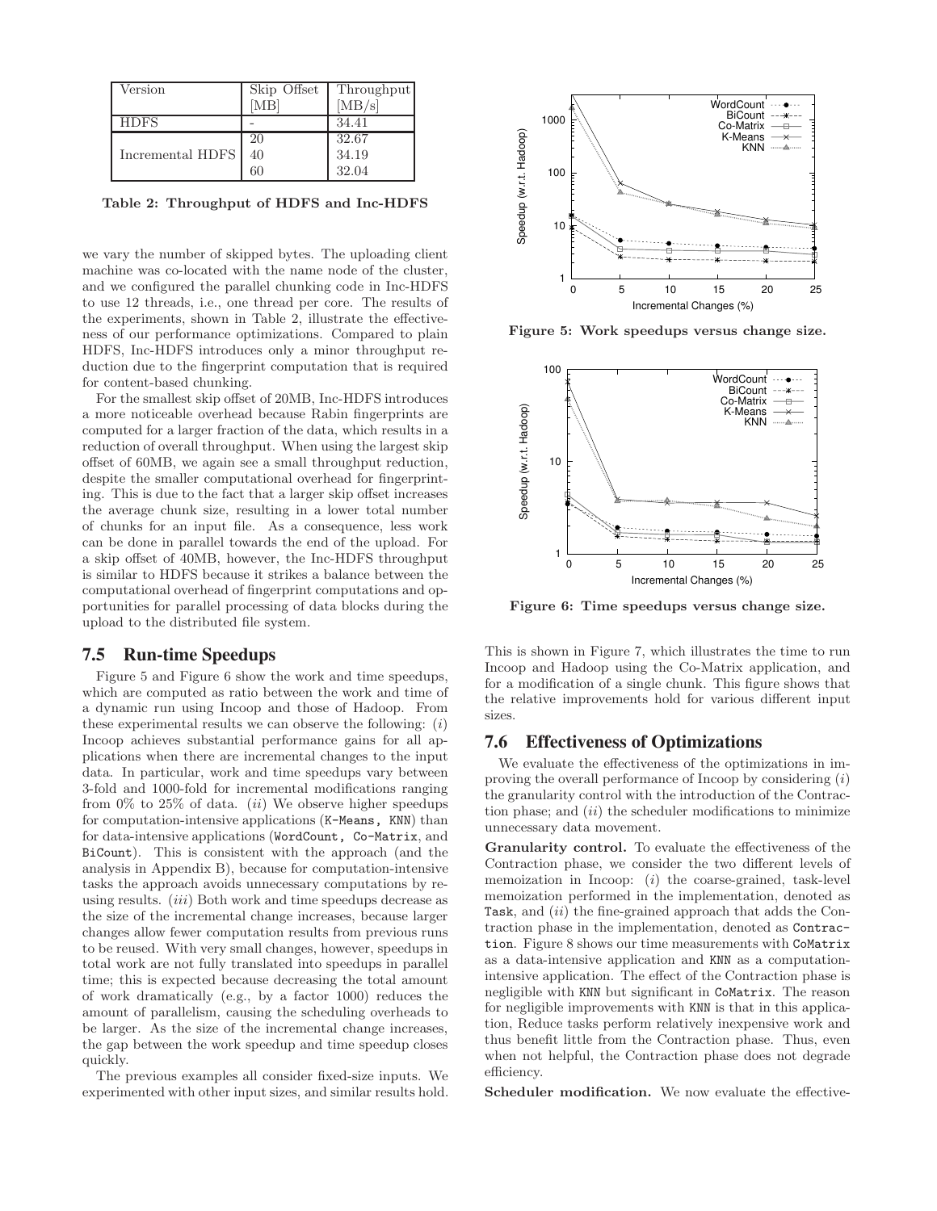| Version | Skip Offset [MB] | Throughput [MB/s] |
|---|---|---|
| HDFS | - | 34.41 |
| Incremental HDFS | 20 | 32.67 |
| | 40 | 34.19 |
| | 60 | 32.04 |

**Table 2: Throughput of HDFS and Inc-HDFS**

we vary the number of skipped bytes. The uploading client machine was co-located with the name node of the cluster, and we configured the parallel chunking code in Inc-HDFS to use 12 threads, i.e., one thread per core. The results of the experiments, shown in Table 2, illustrate the effectiveness of our performance optimizations. Compared to plain HDFS, Inc-HDFS introduces only a minor throughput reduction due to the fingerprint computation that is required for content-based chunking.

For the smallest skip offset of 20MB, Inc-HDFS introduces a more noticeable overhead because Rabin fingerprints are computed for a larger fraction of the data, which results in a reduction of overall throughput. When using the largest skip offset of 60MB, we again see a small throughput reduction, despite the smaller computational overhead for fingerprinting. This is due to the fact that a larger skip offset increases the average chunk size, resulting in a lower total number of chunks for an input file. As a consequence, less work can be done in parallel towards the end of the upload. For a skip offset of 40MB, however, the Inc-HDFS throughput is similar to HDFS because it strikes a balance between the computational overhead of fingerprint computations and opportunities for parallel processing of data blocks during the upload to the distributed file system.

## 7.5 Run-time Speedups

Figure 5 and Figure 6 show the work and time speedups, which are computed as ratio between the work and time of a dynamic run using Incoop and those of Hadoop. From these experimental results we can observe the following: (*i*) Incoop achieves substantial performance gains for all applications when there are incremental changes to the input data. In particular, work and time speedups vary between 3-fold and 1000-fold for incremental modifications ranging from 0% to 25% of data. (*ii*) We observe higher speedups for computation-intensive applications (`K-Means, KNN`) than for data-intensive applications (`WordCount, Co-Matrix`, and `BiCount`). This is consistent with the approach (and the analysis in Appendix B), because for computation-intensive tasks the approach avoids unnecessary computations by reusing results. (*iii*) Both work and time speedups decrease as the size of the incremental change increases, because larger changes allow fewer computation results from previous runs to be reused. With very small changes, however, speedups in total work are not fully translated into speedups in parallel time; this is expected because decreasing the total amount of work dramatically (e.g., by a factor 1000) reduces the amount of parallelism, causing the scheduling overheads to be larger. As the size of the incremental change increases, the gap between the work speedup and time speedup closes quickly.

The previous examples all consider fixed-size inputs. We experimented with other input sizes, and similar results hold.

**Figure 5: Work speedups versus change size.**

**Figure 6: Time speedups versus change size.**

This is shown in Figure 7, which illustrates the time to run Incoop and Hadoop using the Co-Matrix application, and for a modification of a single chunk. This figure shows that the relative improvements hold for various different input sizes.

## 7.6 Effectiveness of Optimizations

We evaluate the effectiveness of the optimizations in improving the overall performance of Incoop by considering (*i*) the granularity control with the introduction of the Contraction phase; and (*ii*) the scheduler modifications to minimize unnecessary data movement.

**Granularity control.** To evaluate the effectiveness of the Contraction phase, we consider the two different levels of memoization in Incoop: (*i*) the coarse-grained, task-level memoization performed in the implementation, denoted as `Task`, and (*ii*) the fine-grained approach that adds the Contraction phase in the implementation, denoted as `Contraction`. Figure 8 shows our time measurements with `CoMatrix` as a data-intensive application and `KNN` as a computation-intensive application. The effect of the Contraction phase is negligible with `KNN` but significant in `CoMatrix`. The reason for negligible improvements with `KNN` is that in this application, Reduce tasks perform relatively inexpensive work and thus benefit little from the Contraction phase. Thus, even when not helpful, the Contraction phase does not degrade efficiency.

**Scheduler modification.** We now evaluate the effective-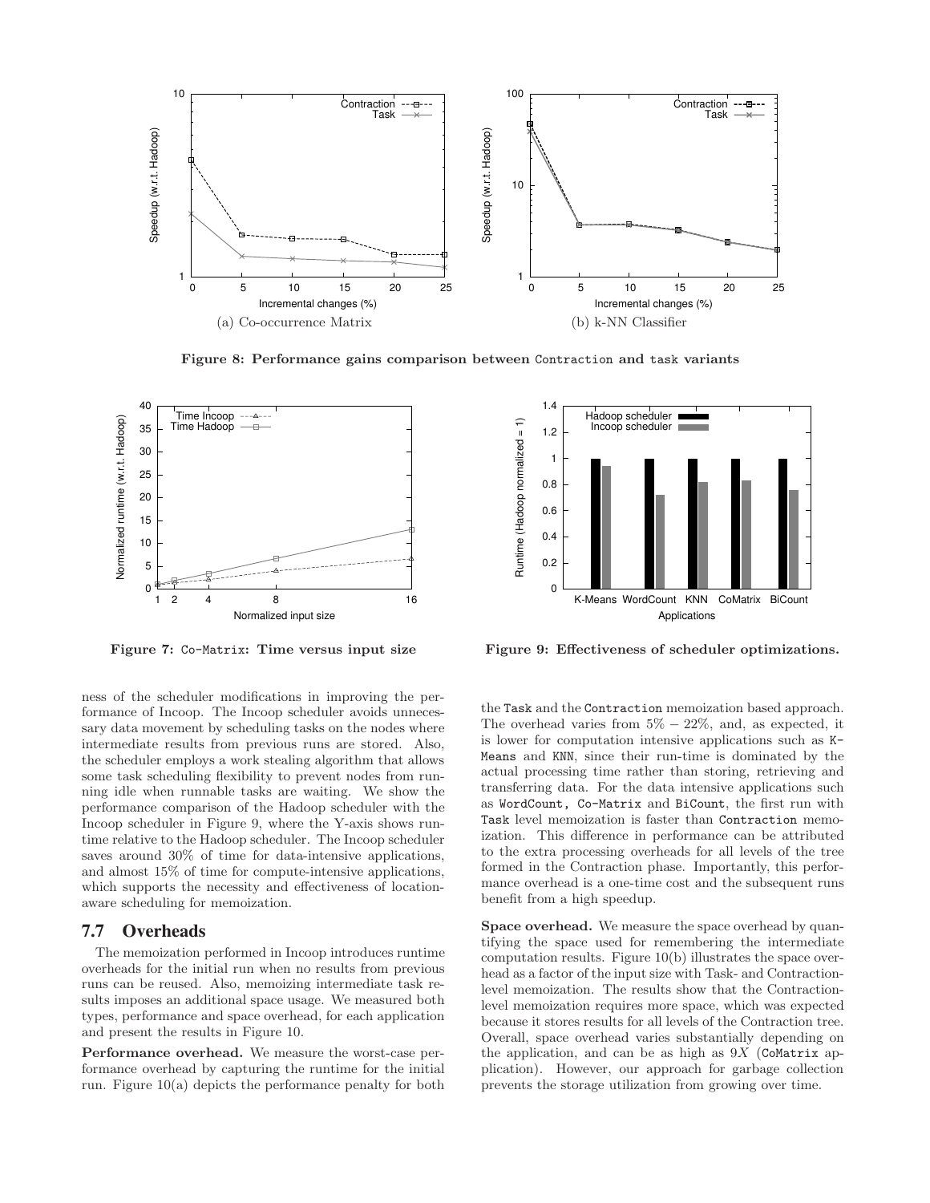Figure 8: Performance gains comparison between Contraction and task variants

Figure 7: Co-Matrix: Time versus input size

Figure 9: Effectiveness of scheduler optimizations.

ness of the scheduler modifications in improving the performance of Incoop. The Incoop scheduler avoids unnecessary data movement by scheduling tasks on the nodes where intermediate results from previous runs are stored. Also, the scheduler employs a work stealing algorithm that allows some task scheduling flexibility to prevent nodes from running idle when runnable tasks are waiting. We show the performance comparison of the Hadoop scheduler with the Incoop scheduler in Figure 9, where the Y-axis shows runtime relative to the Hadoop scheduler. The Incoop scheduler saves around 30% of time for data-intensive applications, and almost 15% of time for compute-intensive applications, which supports the necessity and effectiveness of location-aware scheduling for memoization.

## 7.7 Overheads

The memoization performed in Incoop introduces runtime overheads for the initial run when no results from previous runs can be reused. Also, memoizing intermediate task results imposes an additional space usage. We measured both types, performance and space overhead, for each application and present the results in Figure 10.

**Performance overhead.** We measure the worst-case performance overhead by capturing the runtime for the initial run. Figure 10(a) depicts the performance penalty for both the Task and the Contraction memoization based approach. The overhead varies from $5\% - 22\%$, and, as expected, it is lower for computation intensive applications such as K-Means and KNN, since their run-time is dominated by the actual processing time rather than storing, retrieving and transferring data. For the data intensive applications such as WordCount, Co-Matrix and BiCount, the first run with Task level memoization is faster than Contraction memoization. This difference in performance can be attributed to the extra processing overheads for all levels of the tree formed in the Contraction phase. Importantly, this performance overhead is a one-time cost and the subsequent runs benefit from a high speedup.

**Space overhead.** We measure the space overhead by quantifying the space used for remembering the intermediate computation results. Figure 10(b) illustrates the space overhead as a factor of the input size with Task- and Contraction-level memoization. The results show that the Contraction-level memoization requires more space, which was expected because it stores results for all levels of the Contraction tree. Overall, space overhead varies substantially depending on the application, and can be as high as $9X$ (CoMatrix application). However, our approach for garbage collection prevents the storage utilization from growing over time.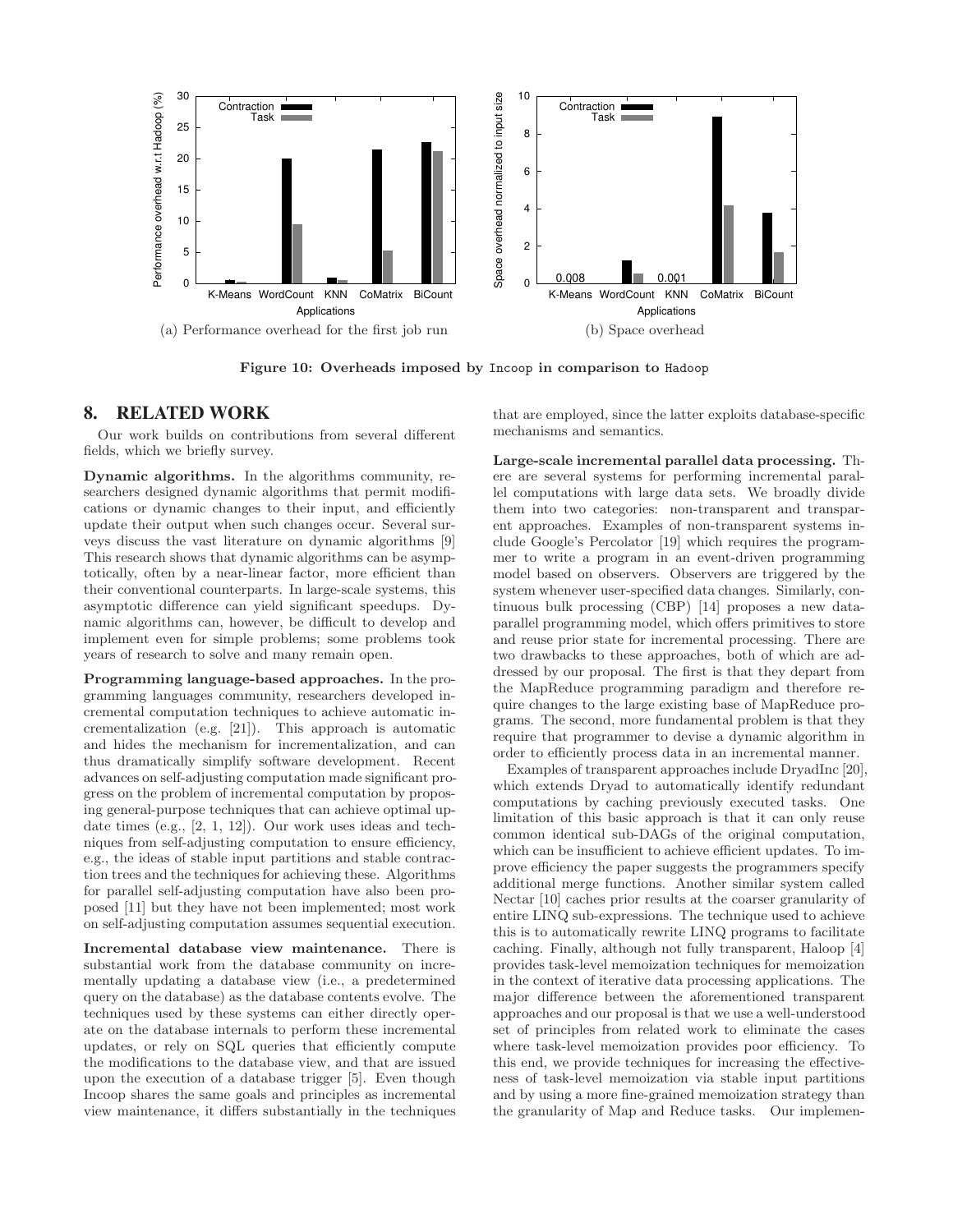30
25
20
15
10
5
0
Performance overhead w.r.t Hadoop (%)
Contraction
Task
K-Means WordCount KNN CoMatrix BiCount
Applications

(a) Performance overhead for the first job run

10
8
6
4
2
0
Space overhead normalized to input size
Contraction
Task
0.008
0.001
K-Means WordCount KNN CoMatrix BiCount
Applications

(b) Space overhead

**Figure 10: Overheads imposed by Incoop in comparison to Hadoop**

## 8. RELATED WORK

Our work builds on contributions from several different fields, which we briefly survey.

**Dynamic algorithms.** In the algorithms community, researchers designed dynamic algorithms that permit modifications or dynamic changes to their input, and efficiently update their output when such changes occur. Several surveys discuss the vast literature on dynamic algorithms [9] This research shows that dynamic algorithms can be asymptotically, often by a near-linear factor, more efficient than their conventional counterparts. In large-scale systems, this asymptotic difference can yield significant speedups. Dynamic algorithms can, however, be difficult to develop and implement even for simple problems; some problems took years of research to solve and many remain open.

**Programming language-based approaches.** In the programming languages community, researchers developed incremental computation techniques to achieve automatic incrementalization (e.g. [21]). This approach is automatic and hides the mechanism for incrementalization, and can thus dramatically simplify software development. Recent advances on self-adjusting computation made significant progress on the problem of incremental computation by proposing general-purpose techniques that can achieve optimal update times (e.g., [2, 1, 12]). Our work uses ideas and techniques from self-adjusting computation to ensure efficiency, e.g., the ideas of stable input partitions and stable contraction trees and the techniques for achieving these. Algorithms for parallel self-adjusting computation have also been proposed [11] but they have not been implemented; most work on self-adjusting computation assumes sequential execution.

**Incremental database view maintenance.** There is substantial work from the database community on incrementally updating a database view (i.e., a predetermined query on the database) as the database contents evolve. The techniques used by these systems can either directly operate on the database internals to perform these incremental updates, or rely on SQL queries that efficiently compute the modifications to the database view, and that are issued upon the execution of a database trigger [5]. Even though Incoop shares the same goals and principles as incremental view maintenance, it differs substantially in the techniques that are employed, since the latter exploits database-specific mechanisms and semantics.

**Large-scale incremental parallel data processing.** There are several systems for performing incremental parallel computations with large data sets. We broadly divide them into two categories: non-transparent and transparent approaches. Examples of non-transparent systems include Google's Percolator [19] which requires the programmer to write a program in an event-driven programming model based on observers. Observers are triggered by the system whenever user-specified data changes. Similarly, continuous bulk processing (CBP) [14] proposes a new data-parallel programming model, which offers primitives to store and reuse prior state for incremental processing. There are two drawbacks to these approaches, both of which are addressed by our proposal. The first is that they depart from the MapReduce programming paradigm and therefore require changes to the large existing base of MapReduce programs. The second, more fundamental problem is that they require that programmer to devise a dynamic algorithm in order to efficiently process data in an incremental manner.

Examples of transparent approaches include DryadInc [20], which extends Dryad to automatically identify redundant computations by caching previously executed tasks. One limitation of this basic approach is that it can only reuse common identical sub-DAGs of the original computation, which can be insufficient to achieve efficient updates. To improve efficiency the paper suggests the programmers specify additional merge functions. Another similar system called Nectar [10] caches prior results at the coarser granularity of entire LINQ sub-expressions. The technique used to achieve this is to automatically rewrite LINQ programs to facilitate caching. Finally, although not fully transparent, Haloop [4] provides task-level memoization techniques for memoization in the context of iterative data processing applications. The major difference between the aforementioned transparent approaches and our proposal is that we use a well-understood set of principles from related work to eliminate the cases where task-level memoization provides poor efficiency. To this end, we provide techniques for increasing the effectiveness of task-level memoization via stable input partitions and by using a more fine-grained memoization strategy than the granularity of Map and Reduce tasks. Our implemen-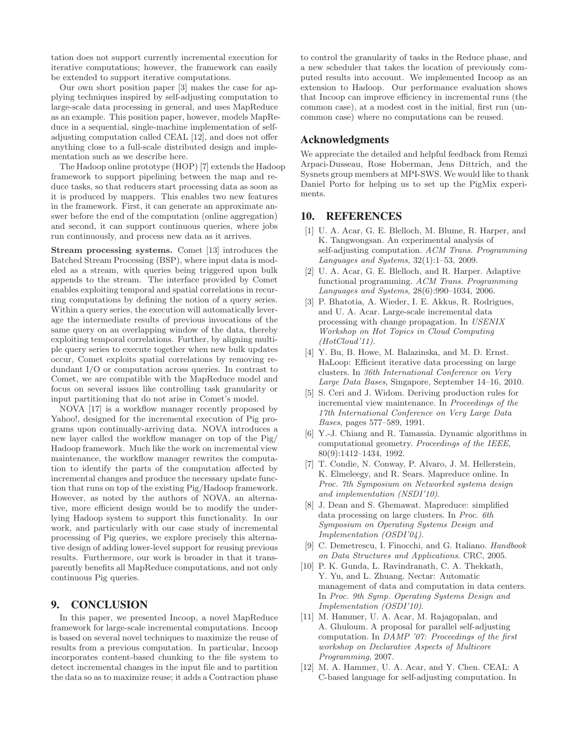tation does not support currently incremental execution for iterative computations; however, the framework can easily be extended to support iterative computations.

Our own short position paper [3] makes the case for applying techniques inspired by self-adjusting computation to large-scale data processing in general, and uses MapReduce as an example. This position paper, however, models MapReduce in a sequential, single-machine implementation of self-adjusting computation called CEAL [12], and does not offer anything close to a full-scale distributed design and implementation such as we describe here.

The Hadoop online prototype (HOP) [7] extends the Hadoop framework to support pipelining between the map and reduce tasks, so that reducers start processing data as soon as it is produced by mappers. This enables two new features in the framework. First, it can generate an approximate answer before the end of the computation (online aggregation) and second, it can support continuous queries, where jobs run continuously, and process new data as it arrives.

**Stream processing systems.** Comet [13] introduces the Batched Stream Processing (BSP), where input data is modeled as a stream, with queries being triggered upon bulk appends to the stream. The interface provided by Comet enables exploiting temporal and spatial correlations in recurring computations by defining the notion of a query series. Within a query series, the execution will automatically leverage the intermediate results of previous invocations of the same query on an overlapping window of the data, thereby exploiting temporal correlations. Further, by aligning multiple query series to execute together when new bulk updates occur, Comet exploits spatial correlations by removing redundant I/O or computation across queries. In contrast to Comet, we are compatible with the MapReduce model and focus on several issues like controlling task granularity or input partitioning that do not arise in Comet's model.

NOVA [17] is a workflow manager recently proposed by Yahoo!, designed for the incremental execution of Pig programs upon continually-arriving data. NOVA introduces a new layer called the workflow manager on top of the Pig/Hadoop framework. Much like the work on incremental view maintenance, the workflow manager rewrites the computation to identify the parts of the computation affected by incremental changes and produce the necessary update function that runs on top of the existing Pig/Hadoop framework. However, as noted by the authors of NOVA, an alternative, more efficient design would be to modify the underlying Hadoop system to support this functionality. In our work, and particularly with our case study of incremental processing of Pig queries, we explore precisely this alternative design of adding lower-level support for reusing previous results. Furthermore, our work is broader in that it transparently benefits all MapReduce computations, and not only continuous Pig queries.

## 9. CONCLUSION

In this paper, we presented Incoop, a novel MapReduce framework for large-scale incremental computations. Incoop is based on several novel techniques to maximize the reuse of results from a previous computation. In particular, Incoop incorporates content-based chunking to the file system to detect incremental changes in the input file and to partition the data so as to maximize reuse; it adds a Contraction phase to control the granularity of tasks in the Reduce phase, and a new scheduler that takes the location of previously computed results into account. We implemented Incoop as an extension to Hadoop. Our performance evaluation shows that Incoop can improve efficiency in incremental runs (the common case), at a modest cost in the initial, first run (uncommon case) where no computations can be reused.

## Acknowledgments

We appreciate the detailed and helpful feedback from Remzi Arpaci-Dusseau, Rose Hoberman, Jens Dittrich, and the Sysnets group members at MPI-SWS. We would like to thank Daniel Porto for helping us to set up the PigMix experiments.

## 10. REFERENCES

[1] U. A. Acar, G. E. Blelloch, M. Blume, R. Harper, and K. Tangwongsan. An experimental analysis of self-adjusting computation. *ACM Trans. Programming Languages and Systems*, 32(1):1–53, 2009.

[2] U. A. Acar, G. E. Blelloch, and R. Harper. Adaptive functional programming. *ACM Trans. Programming Languages and Systems*, 28(6):990–1034, 2006.

[3] P. Bhatotia, A. Wieder, I. E. Akkus, R. Rodrigues, and U. A. Acar. Large-scale incremental data processing with change propagation. In *USENIX Workshop on Hot Topics in Cloud Computing (HotCloud'11)*.

[4] Y. Bu, B. Howe, M. Balazinska, and M. D. Ernst. HaLoop: Efficient iterative data processing on large clusters. In *36th International Conference on Very Large Data Bases*, Singapore, September 14–16, 2010.

[5] S. Ceri and J. Widom. Deriving production rules for incremental view maintenance. In *Proceedings of the 17th International Conference on Very Large Data Bases*, pages 577–589, 1991.

[6] Y.-J. Chiang and R. Tamassia. Dynamic algorithms in computational geometry. *Proceedings of the IEEE*, 80(9):1412–1434, 1992.

[7] T. Condie, N. Conway, P. Alvaro, J. M. Hellerstein, K. Elmeleegy, and R. Sears. Mapreduce online. In *Proc. 7th Symposium on Networked systems design and implementation (NSDI'10)*.

[8] J. Dean and S. Ghemawat. Mapreduce: simplified data processing on large clusters. In *Proc. 6th Symposium on Operating Systems Design and Implementation (OSDI'04)*.

[9] C. Demetrescu, I. Finocchi, and G. Italiano. *Handbook on Data Structures and Applications*. CRC, 2005.

[10] P. K. Gunda, L. Ravindranath, C. A. Thekkath, Y. Yu, and L. Zhuang. Nectar: Automatic management of data and computation in data centers. In *Proc. 9th Symp. Operating Systems Design and Implementation (OSDI'10)*.

[11] M. Hammer, U. A. Acar, M. Rajagopalan, and A. Ghuloum. A proposal for parallel self-adjusting computation. In *DAMP '07: Proceedings of the first workshop on Declarative Aspects of Multicore Programming*, 2007.

[12] M. A. Hammer, U. A. Acar, and Y. Chen. CEAL: A C-based language for self-adjusting computation. In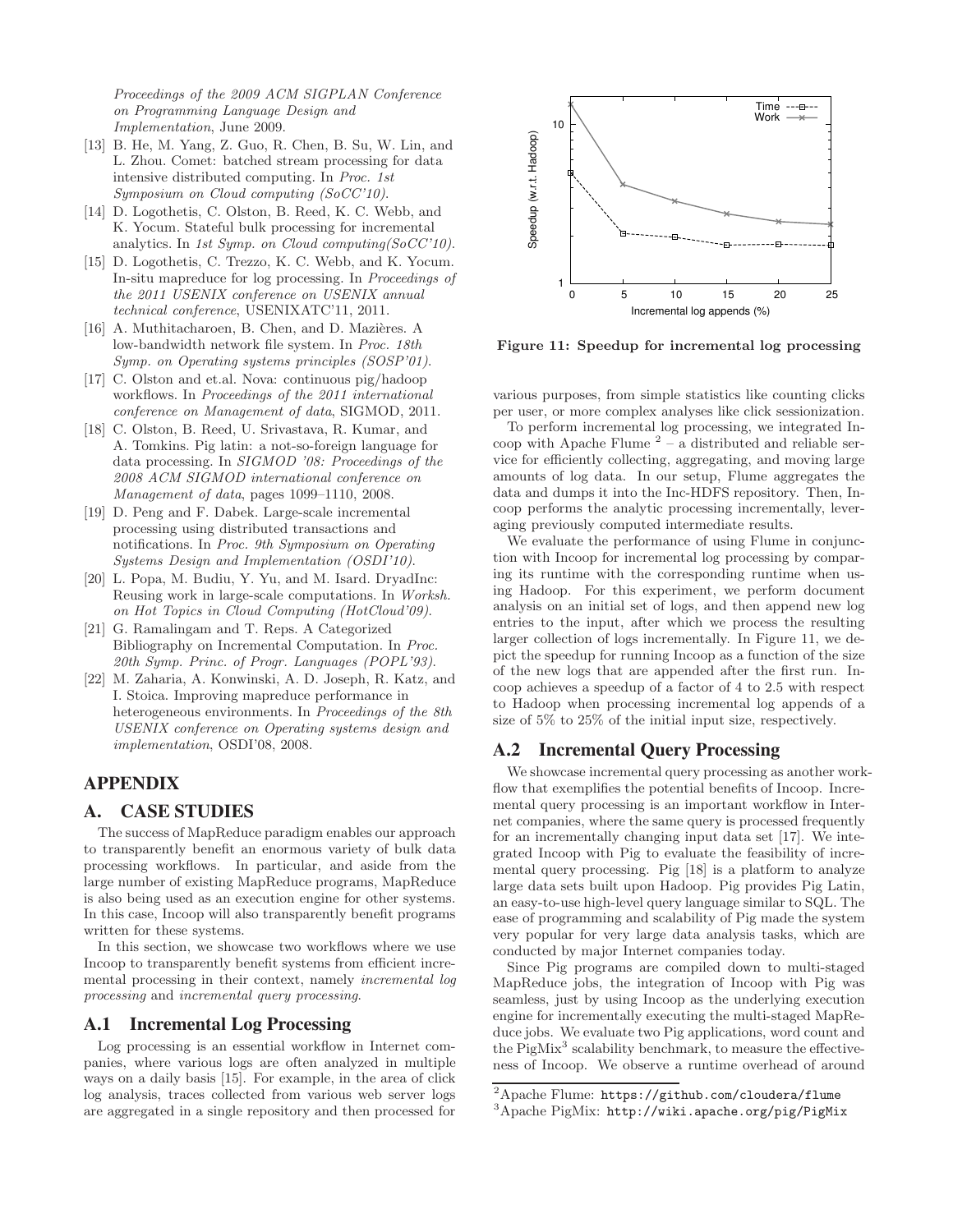Proceedings of the 2009 ACM SIGPLAN Conference on Programming Language Design and Implementation, June 2009.

[13] B. He, M. Yang, Z. Guo, R. Chen, B. Su, W. Lin, and L. Zhou. Comet: batched stream processing for data intensive distributed computing. In *Proc. 1st Symposium on Cloud computing (SoCC'10)*.

[14] D. Logothetis, C. Olston, B. Reed, K. C. Webb, and K. Yocum. Stateful bulk processing for incremental analytics. In *1st Symp. on Cloud computing(SoCC'10)*.

[15] D. Logothetis, C. Trezzo, K. C. Webb, and K. Yocum. In-situ mapreduce for log processing. In *Proceedings of the 2011 USENIX conference on USENIX annual technical conference*, USENIXATC'11, 2011.

[16] A. Muthitacharoen, B. Chen, and D. Mazières. A low-bandwidth network file system. In *Proc. 18th Symp. on Operating systems principles (SOSP'01)*.

[17] C. Olston and et.al. Nova: continuous pig/hadoop workflows. In *Proceedings of the 2011 international conference on Management of data*, SIGMOD, 2011.

[18] C. Olston, B. Reed, U. Srivastava, R. Kumar, and A. Tomkins. Pig latin: a not-so-foreign language for data processing. In *SIGMOD '08: Proceedings of the 2008 ACM SIGMOD international conference on Management of data*, pages 1099–1110, 2008.

[19] D. Peng and F. Dabek. Large-scale incremental processing using distributed transactions and notifications. In *Proc. 9th Symposium on Operating Systems Design and Implementation (OSDI'10)*.

[20] L. Popa, M. Budiu, Y. Yu, and M. Isard. DryadInc: Reusing work in large-scale computations. In *Worksh. on Hot Topics in Cloud Computing (HotCloud'09)*.

[21] G. Ramalingam and T. Reps. A Categorized Bibliography on Incremental Computation. In *Proc. 20th Symp. Princ. of Progr. Languages (POPL'93)*.

[22] M. Zaharia, A. Konwinski, A. D. Joseph, R. Katz, and I. Stoica. Improving mapreduce performance in heterogeneous environments. In *Proceedings of the 8th USENIX conference on Operating systems design and implementation*, OSDI'08, 2008.

# APPENDIX

## A. CASE STUDIES

The success of MapReduce paradigm enables our approach to transparently benefit an enormous variety of bulk data processing workflows. In particular, and aside from the large number of existing MapReduce programs, MapReduce is also being used as an execution engine for other systems. In this case, Incoop will also transparently benefit programs written for these systems.

In this section, we showcase two workflows where we use Incoop to transparently benefit systems from efficient incremental processing in their context, namely *incremental log processing* and *incremental query processing*.

### A.1 Incremental Log Processing

Log processing is an essential workflow in Internet companies, where various logs are often analyzed in multiple ways on a daily basis [15]. For example, in the area of click log analysis, traces collected from various web server logs are aggregated in a single repository and then processed for various purposes, from simple statistics like counting clicks per user, or more complex analyses like click sessionization.

**Figure 11: Speedup for incremental log processing**

To perform incremental log processing, we integrated Incoop with Apache Flume [2] – a distributed and reliable service for efficiently collecting, aggregating, and moving large amounts of log data. In our setup, Flume aggregates the data and dumps it into the Inc-HDFS repository. Then, Incoop performs the analytic processing incrementally, leveraging previously computed intermediate results.

We evaluate the performance of using Flume in conjunction with Incoop for incremental log processing by comparing its runtime with the corresponding runtime when using Hadoop. For this experiment, we perform document analysis on an initial set of logs, and then append new log entries to the input, after which we process the resulting larger collection of logs incrementally. In Figure 11, we depict the speedup for running Incoop as a function of the size of the new logs that are appended after the first run. Incoop achieves a speedup of a factor of 4 to 2.5 with respect to Hadoop when processing incremental log appends of a size of 5% to 25% of the initial input size, respectively.

### A.2 Incremental Query Processing

We showcase incremental query processing as another workflow that exemplifies the potential benefits of Incoop. Incremental query processing is an important workflow in Internet companies, where the same query is processed frequently for an incrementally changing input data set [17]. We integrated Incoop with Pig to evaluate the feasibility of incremental query processing. Pig [18] is a platform to analyze large data sets built upon Hadoop. Pig provides Pig Latin, an easy-to-use high-level query language similar to SQL. The ease of programming and scalability of Pig made the system very popular for very large data analysis tasks, which are conducted by major Internet companies today.

Since Pig programs are compiled down to multi-staged MapReduce jobs, the integration of Incoop with Pig was seamless, just by using Incoop as the underlying execution engine for incrementally executing the multi-staged MapReduce jobs. We evaluate two Pig applications, word count and the PigMix[3] scalability benchmark, to measure the effectiveness of Incoop. We observe a runtime overhead of around

[2] Apache Flume: `https://github.com/cloudera/flume`

[3] Apache PigMix: `http://wiki.apache.org/pig/PigMix`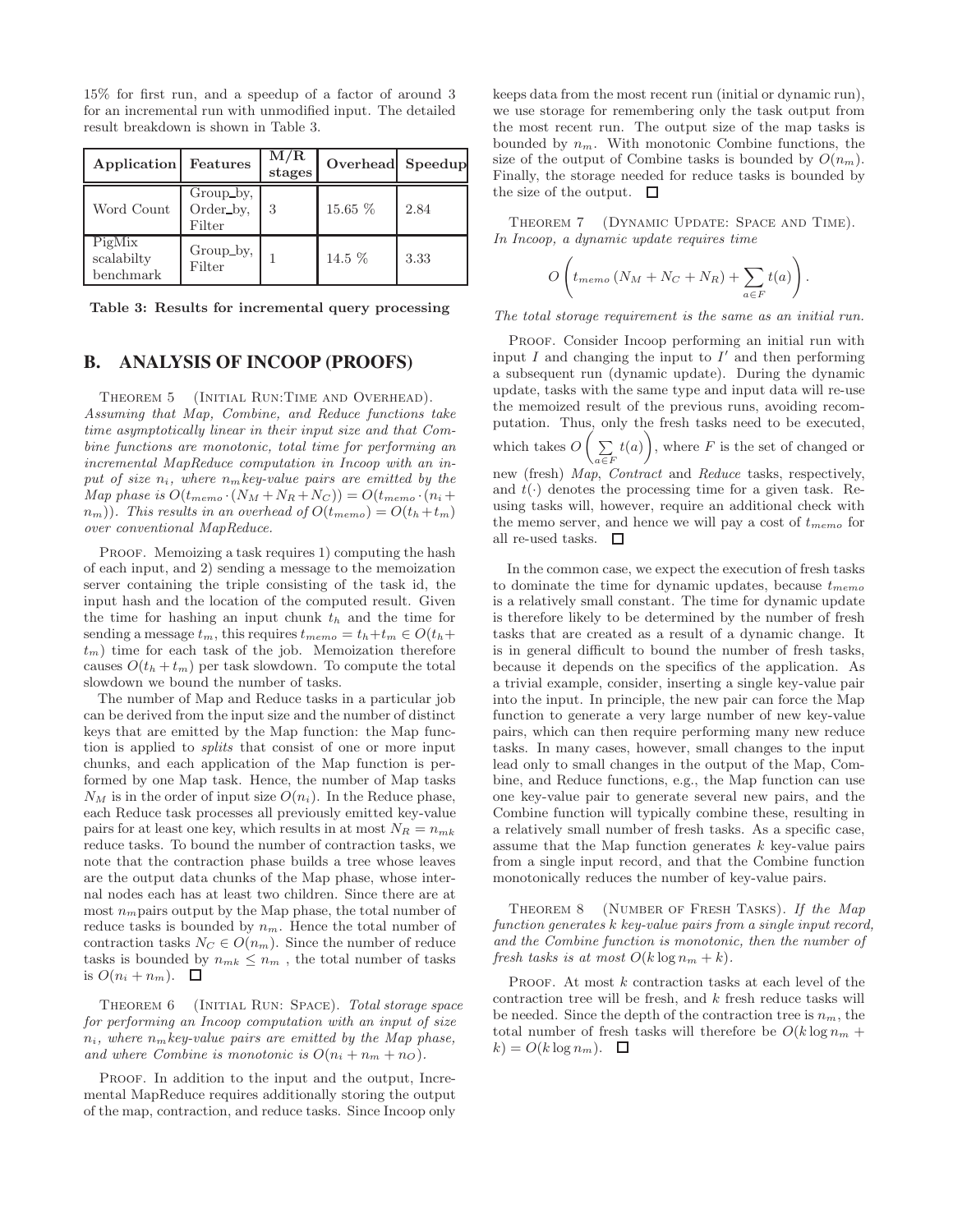15% for first run, and a speedup of a factor of around 3 for an incremental run with unmodified input. The detailed result breakdown is shown in Table 3.

| Application | Features | M/R stages | Overhead | Speedup |
|---|---|---|---|---|
| Word Count | Group_by, Order_by, Filter | 3 | 15.65 % | 2.84 |
| PigMix scalabilty benchmark | Group_by, Filter | 1 | 14.5 % | 3.33 |

**Table 3: Results for incremental query processing**

## B. ANALYSIS OF INCOOP (PROOFS)

Theorem 5 (Initial Run:Time and Overhead). *Assuming that Map, Combine, and Reduce functions take time asymptotically linear in their input size and that Combine functions are monotonic, total time for performing an incremental MapReduce computation in Incoop with an input of size $n_i$, where $n_m$key-value pairs are emitted by the Map phase is $O(t_{memo} \cdot (N_M + N_R + N_C)) = O(t_{memo} \cdot (n_i + n_m))$. This results in an overhead of $O(t_{memo}) = O(t_h + t_m)$ over conventional MapReduce.*

Proof. Memoizing a task requires 1) computing the hash of each input, and 2) sending a message to the memoization server containing the triple consisting of the task id, the input hash and the location of the computed result. Given the time for hashing an input chunk $t_h$ and the time for sending a message $t_m$, this requires $t_{memo} = t_h + t_m \in O(t_h + t_m)$ time for each task of the job. Memoization therefore causes $O(t_h + t_m)$ per task slowdown. To compute the total slowdown we bound the number of tasks.

The number of Map and Reduce tasks in a particular job can be derived from the input size and the number of distinct keys that are emitted by the Map function: the Map function is applied to *splits* that consist of one or more input chunks, and each application of the Map function is performed by one Map task. Hence, the number of Map tasks $N_M$ is in the order of input size $O(n_i)$. In the Reduce phase, each Reduce task processes all previously emitted key-value pairs for at least one key, which results in at most $N_R = n_{mk}$ reduce tasks. To bound the number of contraction tasks, we note that the contraction phase builds a tree whose leaves are the output data chunks of the Map phase, whose internal nodes each has at least two children. Since there are at most $n_m$pairs output by the Map phase, the total number of reduce tasks is bounded by $n_m$. Hence the total number of contraction tasks $N_C \in O(n_m)$. Since the number of reduce tasks is bounded by $n_{mk} \leq n_m$ , the total number of tasks is $O(n_i + n_m)$. □

Theorem 6 (Initial Run: Space). *Total storage space for performing an Incoop computation with an input of size $n_i$, where $n_m$key-value pairs are emitted by the Map phase, and where Combine is monotonic is $O(n_i + n_m + n_O)$.*

Proof. In addition to the input and the output, Incremental MapReduce requires additionally storing the output of the map, contraction, and reduce tasks. Since Incoop only keeps data from the most recent run (initial or dynamic run), we use storage for remembering only the task output from the most recent run. The output size of the map tasks is bounded by $n_m$. With monotonic Combine functions, the size of the output of Combine tasks is bounded by $O(n_m)$. Finally, the storage needed for reduce tasks is bounded by the size of the output. □

Theorem 7 (Dynamic Update: Space and Time). *In Incoop, a dynamic update requires time*

$$O\left(t_{memo}\left(N_M + N_C + N_R\right) + \sum_{a \in F} t(a)\right).$$

*The total storage requirement is the same as an initial run.*

Proof. Consider Incoop performing an initial run with input $I$ and changing the input to $I'$ and then performing a subsequent run (dynamic update). During the dynamic update, tasks with the same type and input data will re-use the memoized result of the previous runs, avoiding recomputation. Thus, only the fresh tasks need to be executed, which takes $O\left(\sum_{a \in F} t(a)\right)$, where $F$ is the set of changed or new (fresh) *Map*, *Contract* and *Reduce* tasks, respectively, and $t(\cdot)$ denotes the processing time for a given task. Reusing tasks will, however, require an additional check with the memo server, and hence we will pay a cost of $t_{memo}$ for all re-used tasks. □

In the common case, we expect the execution of fresh tasks to dominate the time for dynamic updates, because $t_{memo}$ is a relatively small constant. The time for dynamic update is therefore likely to be determined by the number of fresh tasks that are created as a result of a dynamic change. It is in general difficult to bound the number of fresh tasks, because it depends on the specifics of the application. As a trivial example, consider, inserting a single key-value pair into the input. In principle, the new pair can force the Map function to generate a very large number of new key-value pairs, which can then require performing many new reduce tasks. In many cases, however, small changes to the input lead only to small changes in the output of the Map, Combine, and Reduce functions, e.g., the Map function can use one key-value pair to generate several new pairs, and the Combine function will typically combine these, resulting in a relatively small number of fresh tasks. As a specific case, assume that the Map function generates $k$ key-value pairs from a single input record, and that the Combine function monotonically reduces the number of key-value pairs.

Theorem 8 (Number of Fresh Tasks). *If the Map function generates $k$ key-value pairs from a single input record, and the Combine function is monotonic, then the number of fresh tasks is at most $O(k \log n_m + k)$.*

Proof. At most $k$ contraction tasks at each level of the contraction tree will be fresh, and $k$ fresh reduce tasks will be needed. Since the depth of the contraction tree is $n_m$, the total number of fresh tasks will therefore be $O(k \log n_m + k) = O(k \log n_m)$. □